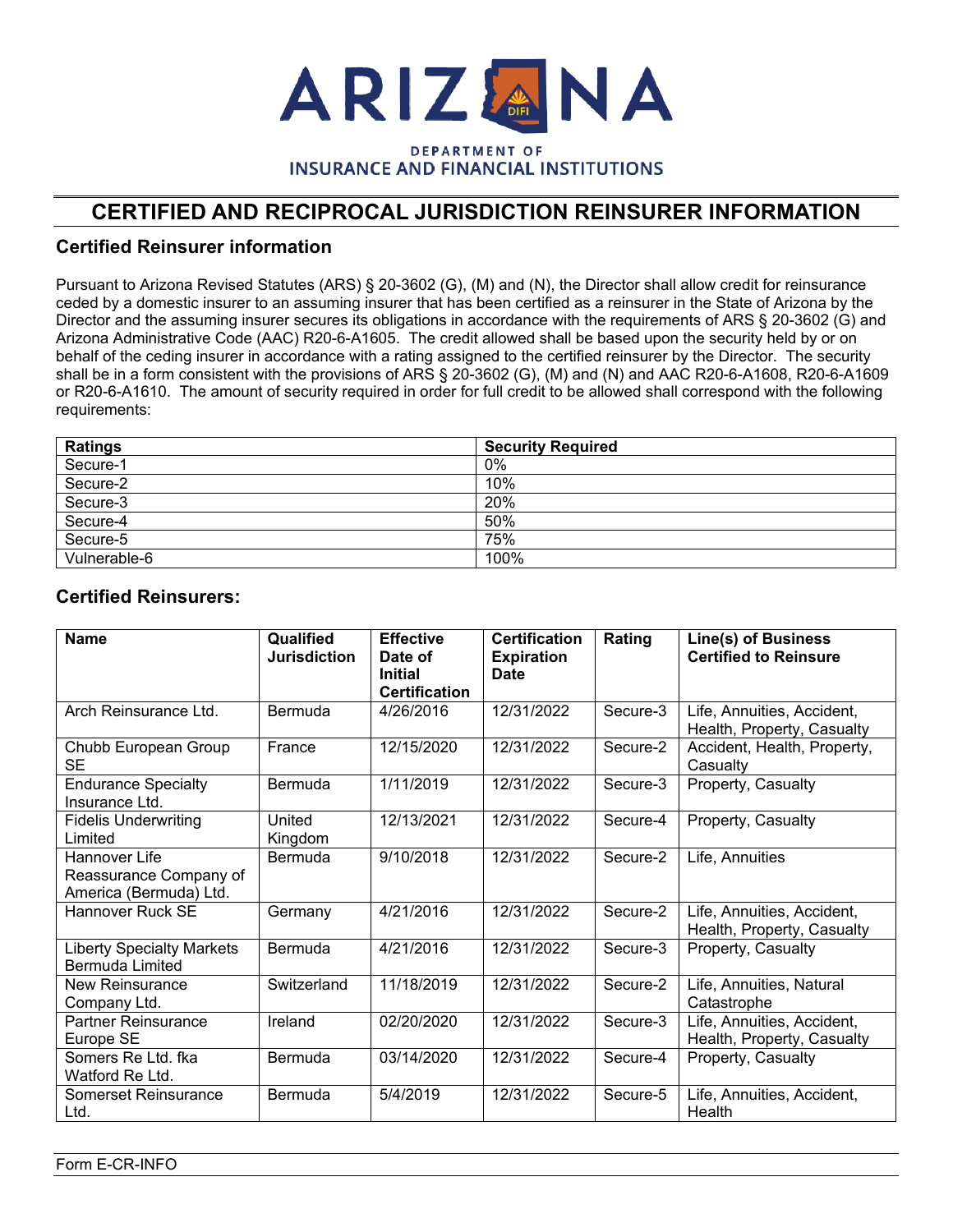# ARIZONA

DEPARTMENT OF
INSURANCE AND FINANCIAL INSTITUTIONS

## CERTIFIED AND RECIPROCAL JURISDICTION REINSURER INFORMATION

### Certified Reinsurer information

Pursuant to Arizona Revised Statutes (ARS) § 20-3602 (G), (M) and (N), the Director shall allow credit for reinsurance ceded by a domestic insurer to an assuming insurer that has been certified as a reinsurer in the State of Arizona by the Director and the assuming insurer secures its obligations in accordance with the requirements of ARS § 20-3602 (G) and Arizona Administrative Code (AAC) R20-6-A1605. The credit allowed shall be based upon the security held by or on behalf of the ceding insurer in accordance with a rating assigned to the certified reinsurer by the Director. The security shall be in a form consistent with the provisions of ARS § 20-3602 (G), (M) and (N) and AAC R20-6-A1608, R20-6-A1609 or R20-6-A1610. The amount of security required in order for full credit to be allowed shall correspond with the following requirements:

| Ratings | Security Required |
|---|---|
| Secure-1 | 0% |
| Secure-2 | 10% |
| Secure-3 | 20% |
| Secure-4 | 50% |
| Secure-5 | 75% |
| Vulnerable-6 | 100% |

### Certified Reinsurers:

| Name | Qualified Jurisdiction | Effective Date of Initial Certification | Certification Expiration Date | Rating | Line(s) of Business Certified to Reinsure |
|---|---|---|---|---|---|
| Arch Reinsurance Ltd. | Bermuda | 4/26/2016 | 12/31/2022 | Secure-3 | Life, Annuities, Accident, Health, Property, Casualty |
| Chubb European Group SE | France | 12/15/2020 | 12/31/2022 | Secure-2 | Accident, Health, Property, Casualty |
| Endurance Specialty Insurance Ltd. | Bermuda | 1/11/2019 | 12/31/2022 | Secure-3 | Property, Casualty |
| Fidelis Underwriting Limited | United Kingdom | 12/13/2021 | 12/31/2022 | Secure-4 | Property, Casualty |
| Hannover Life Reassurance Company of America (Bermuda) Ltd. | Bermuda | 9/10/2018 | 12/31/2022 | Secure-2 | Life, Annuities |
| Hannover Ruck SE | Germany | 4/21/2016 | 12/31/2022 | Secure-2 | Life, Annuities, Accident, Health, Property, Casualty |
| Liberty Specialty Markets Bermuda Limited | Bermuda | 4/21/2016 | 12/31/2022 | Secure-3 | Property, Casualty |
| New Reinsurance Company Ltd. | Switzerland | 11/18/2019 | 12/31/2022 | Secure-2 | Life, Annuities, Natural Catastrophe |
| Partner Reinsurance Europe SE | Ireland | 02/20/2020 | 12/31/2022 | Secure-3 | Life, Annuities, Accident, Health, Property, Casualty |
| Somers Re Ltd. fka Watford Re Ltd. | Bermuda | 03/14/2020 | 12/31/2022 | Secure-4 | Property, Casualty |
| Somerset Reinsurance Ltd. | Bermuda | 5/4/2019 | 12/31/2022 | Secure-5 | Life, Annuities, Accident, Health |

Form E-CR-INFO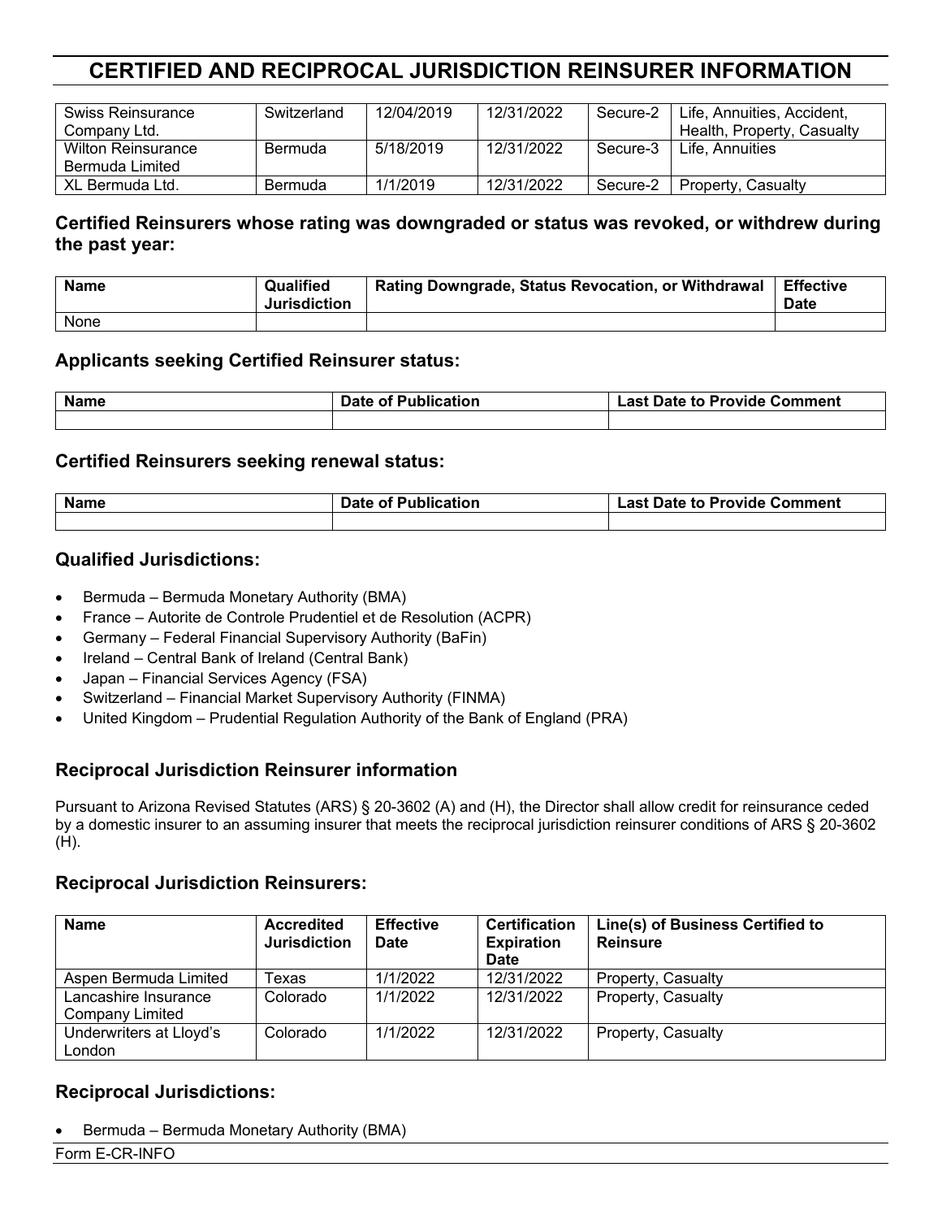# CERTIFIED AND RECIPROCAL JURISDICTION REINSURER INFORMATION

| | | | | | |
|---|---|---|---|---|---|
| Swiss Reinsurance Company Ltd. | Switzerland | 12/04/2019 | 12/31/2022 | Secure-2 | Life, Annuities, Accident, Health, Property, Casualty |
| Wilton Reinsurance Bermuda Limited | Bermuda | 5/18/2019 | 12/31/2022 | Secure-3 | Life, Annuities |
| XL Bermuda Ltd. | Bermuda | 1/1/2019 | 12/31/2022 | Secure-2 | Property, Casualty |

### Certified Reinsurers whose rating was downgraded or status was revoked, or withdrew during the past year:

| Name | Qualified Jurisdiction | Rating Downgrade, Status Revocation, or Withdrawal | Effective Date |
|---|---|---|---|
| None | | | |

### Applicants seeking Certified Reinsurer status:

| Name | Date of Publication | Last Date to Provide Comment |
|---|---|---|
| | | |

### Certified Reinsurers seeking renewal status:

| Name | Date of Publication | Last Date to Provide Comment |
|---|---|---|
| | | |

### Qualified Jurisdictions:

- Bermuda – Bermuda Monetary Authority (BMA)
- France – Autorite de Controle Prudentiel et de Resolution (ACPR)
- Germany – Federal Financial Supervisory Authority (BaFin)
- Ireland – Central Bank of Ireland (Central Bank)
- Japan – Financial Services Agency (FSA)
- Switzerland – Financial Market Supervisory Authority (FINMA)
- United Kingdom – Prudential Regulation Authority of the Bank of England (PRA)

### Reciprocal Jurisdiction Reinsurer information

Pursuant to Arizona Revised Statutes (ARS) § 20-3602 (A) and (H), the Director shall allow credit for reinsurance ceded by a domestic insurer to an assuming insurer that meets the reciprocal jurisdiction reinsurer conditions of ARS § 20-3602 (H).

### Reciprocal Jurisdiction Reinsurers:

| Name | Accredited Jurisdiction | Effective Date | Certification Expiration Date | Line(s) of Business Certified to Reinsure |
|---|---|---|---|---|
| Aspen Bermuda Limited | Texas | 1/1/2022 | 12/31/2022 | Property, Casualty |
| Lancashire Insurance Company Limited | Colorado | 1/1/2022 | 12/31/2022 | Property, Casualty |
| Underwriters at Lloyd's London | Colorado | 1/1/2022 | 12/31/2022 | Property, Casualty |

### Reciprocal Jurisdictions:

- Bermuda – Bermuda Monetary Authority (BMA)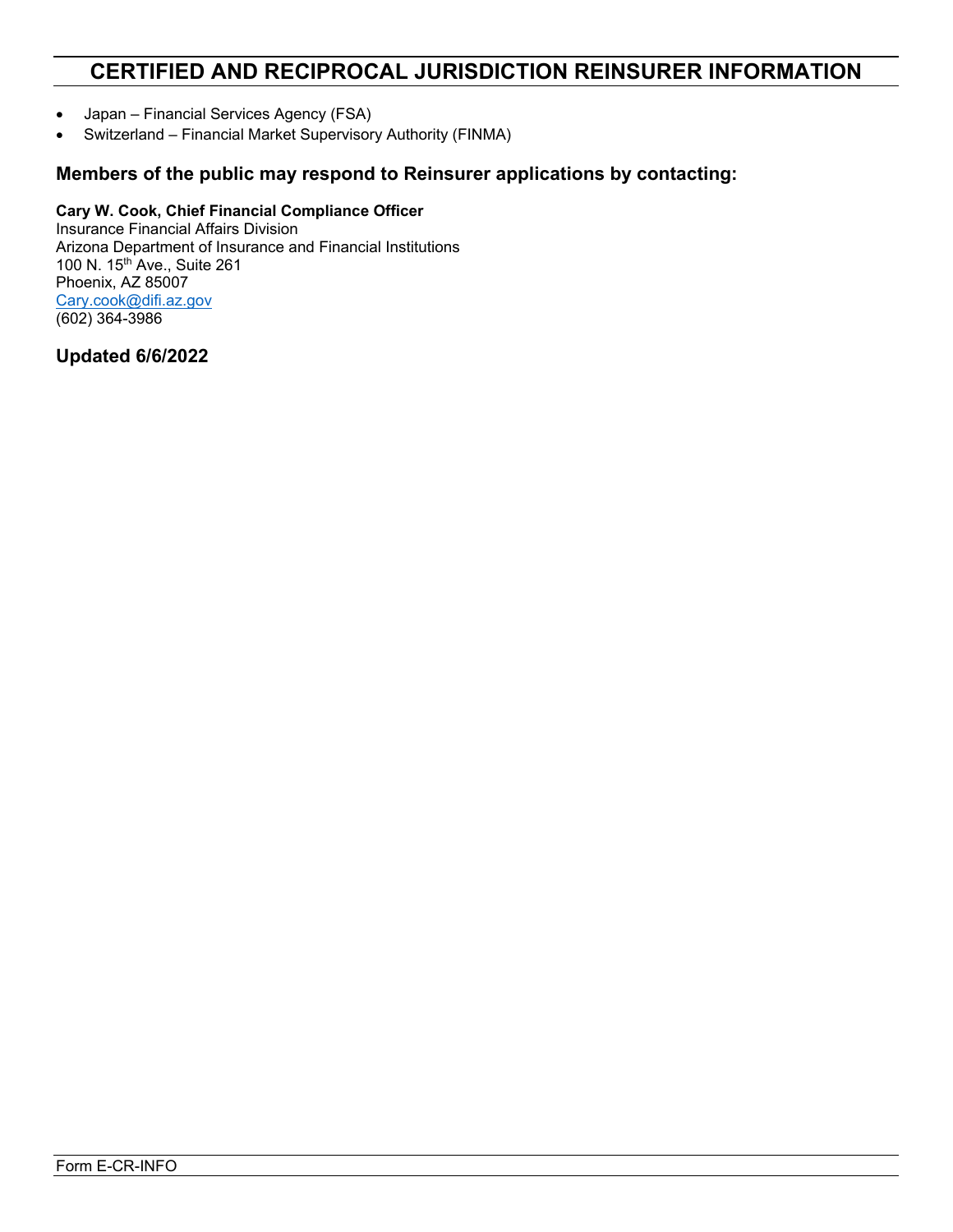# CERTIFIED AND RECIPROCAL JURISDICTION REINSURER INFORMATION

- Japan – Financial Services Agency (FSA)
- Switzerland – Financial Market Supervisory Authority (FINMA)

## Members of the public may respond to Reinsurer applications by contacting:

**Cary W. Cook, Chief Financial Compliance Officer**
Insurance Financial Affairs Division
Arizona Department of Insurance and Financial Institutions
100 N. 15th Ave., Suite 261
Phoenix, AZ 85007
Cary.cook@difi.az.gov
(602) 364-3986

## Updated 6/6/2022

Form E-CR-INFO